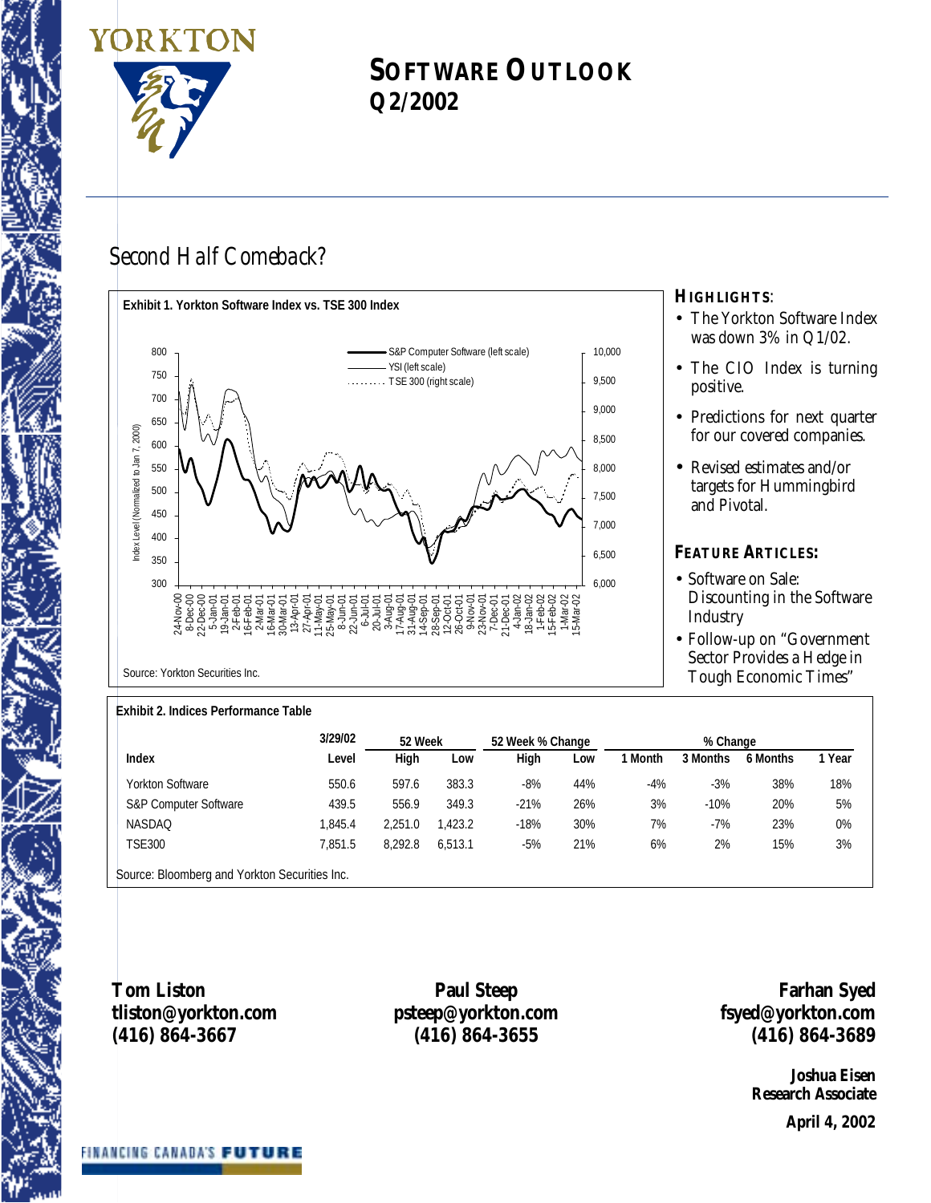YORKTON

# SOFTWARE OUTLOOK
# Q2/2002

## *Second Half Comeback?*

**Exhibit 1. Yorkton Software Index vs. TSE 300 Index**

S&P Computer Software (left scale)
YSI (left scale)
TSE 300 (right scale)

Index Level (Normalized to Jan 7, 2000)

800, 750, 700, 650, 600, 550, 500, 450, 400, 350, 300

10,000, 9,500, 9,000, 8,500, 8,000, 7,500, 7,000, 6,500, 6,000

24-Nov-00, 8-Dec-00, 22-Dec-00, 5-Jan-01, 19-Jan-01, 2-Feb-01, 16-Feb-01, 2-Mar-01, 16-Mar-01, 30-Mar-01, 13-Apr-01, 27-Apr-01, 11-May-01, 25-May-01, 8-Jun-01, 22-Jun-01, 6-Jul-01, 20-Jul-01, 3-Aug-01, 17-Aug-01, 31-Aug-01, 14-Sep-01, 28-Sep-01, 12-Oct-01, 26-Oct-01, 9-Nov-01, 23-Nov-01, 7-Dec-01, 21-Dec-01, 4-Jan-02, 18-Jan-02, 1-Feb-02, 15-Feb-02, 1-Mar-02, 15-Mar-02

Source: Yorkton Securities Inc.

### HIGHLIGHTS:

- The Yorkton Software Index was down 3% in Q1/02.
- The CIO Index is turning positive.
- Predictions for next quarter for our covered companies.
- Revised estimates and/or targets for Hummingbird and Pivotal.

### FEATURE ARTICLES:

- Software on Sale: Discounting in the Software Industry
- Follow-up on "Government Sector Provides a Hedge in Tough Economic Times"

**Exhibit 2. Indices Performance Table**

| | 3/29/02 | 52 Week | | 52 Week % Change | | % Change | | | |
|---|---|---|---|---|---|---|---|---|---|
| Index | Level | High | Low | High | Low | 1 Month | 3 Months | 6 Months | 1 Year |
| Yorkton Software | 550.6 | 597.6 | 383.3 | -8% | 44% | -4% | -3% | 38% | 18% |
| S&P Computer Software | 439.5 | 556.9 | 349.3 | -21% | 26% | 3% | -10% | 20% | 5% |
| NASDAQ | 1,845.4 | 2,251.0 | 1,423.2 | -18% | 30% | 7% | -7% | 23% | 0% |
| TSE300 | 7,851.5 | 8,292.8 | 6,513.1 | -5% | 21% | 6% | 2% | 15% | 3% |

Source: Bloomberg and Yorkton Securities Inc.

**Tom Liston**
**tliston@yorkton.com**
**(416) 864-3667**

**Paul Steep**
**psteep@yorkton.com**
**(416) 864-3655**

**Farhan Syed**
**fsyed@yorkton.com**
**(416) 864-3689**

**Joshua Eisen**
**Research Associate**

**April 4, 2002**

FINANCING CANADA'S **FUTURE**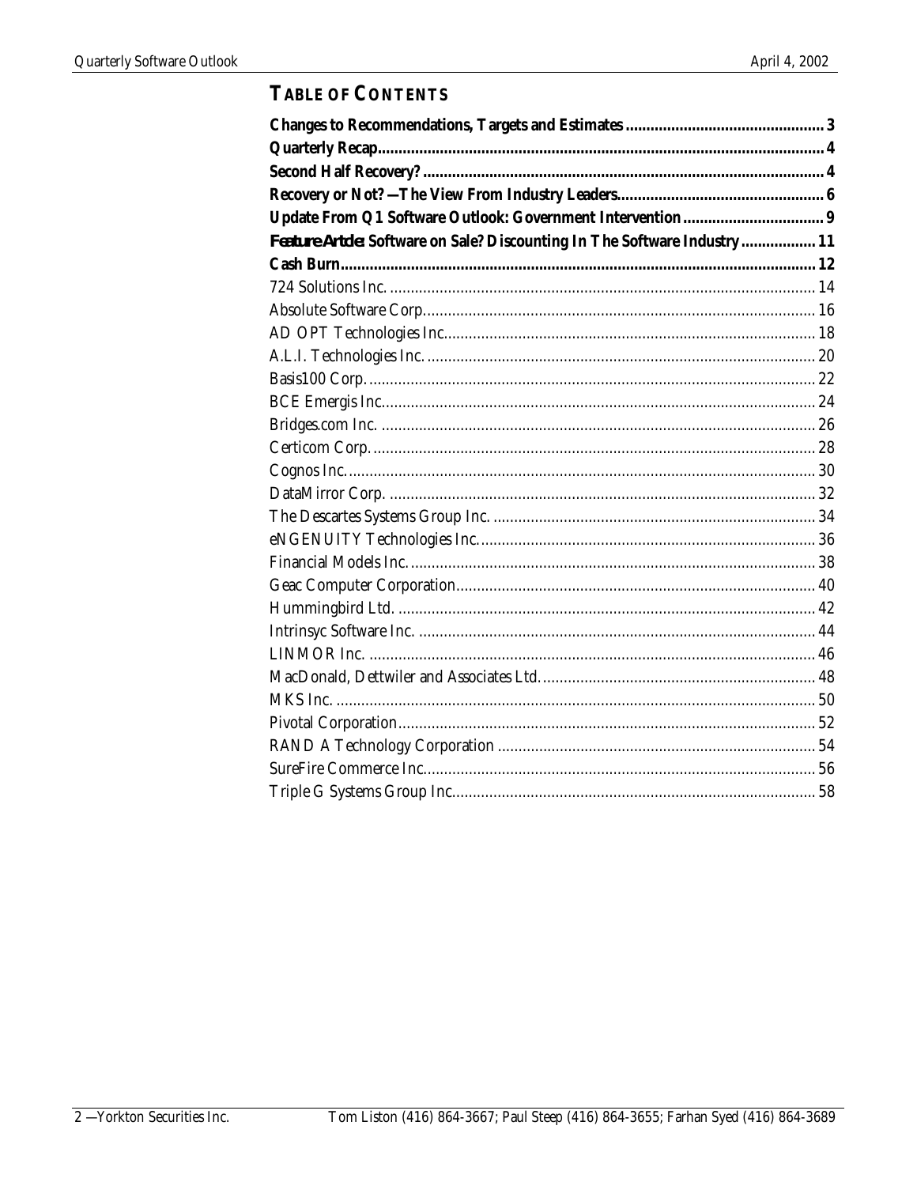## TABLE OF CONTENTS

**Changes to Recommendations, Targets and Estimates** ........ **3**
**Quarterly Recap** ........ **4**
**Second Half Recovery?** ........ **4**
**Recovery or Not? — The View From Industry Leaders** ........ **6**
**Update From Q1 Software Outlook: Government Intervention** ........ **9**
***Feature Article:* Software on Sale? Discounting In The Software Industry** ........ **11**
**Cash Burn** ........ **12**
724 Solutions Inc. ........ 14
Absolute Software Corp. ........ 16
AD OPT Technologies Inc. ........ 18
A.L.I. Technologies Inc. ........ 20
Basis100 Corp. ........ 22
BCE Emergis Inc. ........ 24
Bridges.com Inc. ........ 26
Certicom Corp. ........ 28
Cognos Inc. ........ 30
DataMirror Corp. ........ 32
The Descartes Systems Group Inc. ........ 34
eNGENUITY Technologies Inc. ........ 36
Financial Models Inc. ........ 38
Geac Computer Corporation ........ 40
Hummingbird Ltd. ........ 42
Intrinsyc Software Inc. ........ 44
LINMOR Inc. ........ 46
MacDonald, Dettwiler and Associates Ltd. ........ 48
MKS Inc. ........ 50
Pivotal Corporation ........ 52
RAND A Technology Corporation ........ 54
SureFire Commerce Inc. ........ 56
Triple G Systems Group Inc. ........ 58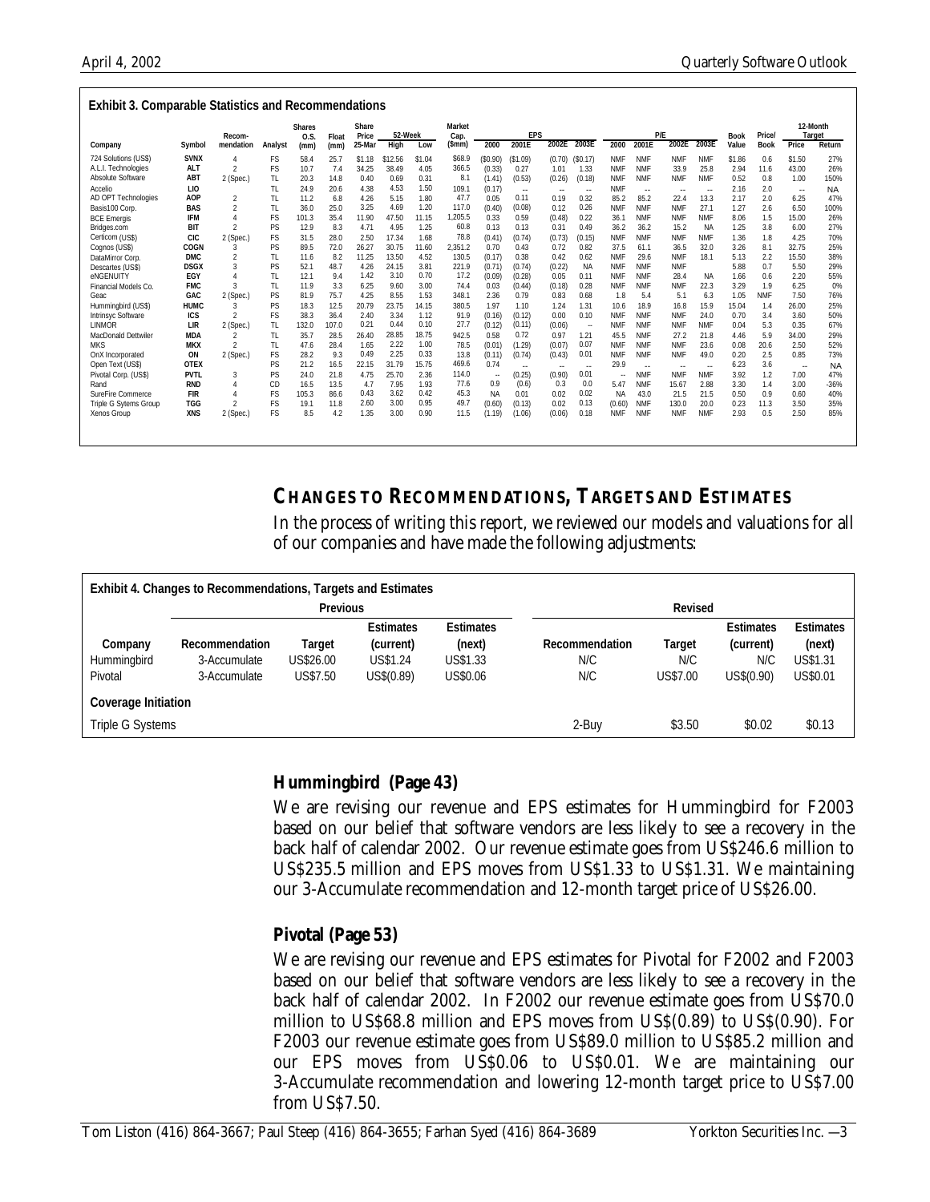**Exhibit 3. Comparable Statistics and Recommendations**

| Company | Symbol | Recom-mendation | Analyst | Shares O.S. (mm) | Float (mm) | Share Price 25-Mar | 52-Week High | 52-Week Low | Market Cap. ($mm) | EPS 2000 | EPS 2001E | EPS 2002E | EPS 2003E | P/E 2000 | P/E 2001E | P/E 2002E | P/E 2003E | Book Value | Price/ Book | 12-Month Target Price | 12-Month Target Return |
|---|---|---|---|---|---|---|---|---|---|---|---|---|---|---|---|---|---|---|---|---|---|
| 724 Solutions (US$) | SVNX | 4 | FS | 58.4 | 25.7 | $1.18 | $12.56 | $1.04 | $68.9 | ($0.90) | ($1.09) | (0.70) | ($0.17) | NMF | NMF | NMF | NMF | $1.86 | 0.6 | $1.50 | 27% |
| A.L.I. Technologies | ALT | 2 | FS | 10.7 | 7.4 | 34.25 | 38.49 | 4.05 | 366.5 | (0.33) | 0.27 | 1.01 | 1.33 | NMF | NMF | 33.9 | 25.8 | 2.94 | 11.6 | 43.00 | 26% |
| Absolute Software | ABT | 2 (Spec.) | TL | 20.3 | 14.8 | 0.40 | 0.69 | 0.31 | 8.1 | (1.41) | (0.53) | (0.26) | (0.18) | NMF | NMF | NMF | NMF | 0.52 | 0.8 | 1.00 | 150% |
| Accelio | LIO | | TL | 24.9 | 20.6 | 4.38 | 4.53 | 1.50 | 109.1 | (0.17) | -- | -- | -- | NMF | -- | -- | -- | 2.16 | 2.0 | -- | NA |
| AD OPT Technologies | AOP | 2 | TL | 11.2 | 6.8 | 4.26 | 5.15 | 1.80 | 47.7 | 0.05 | 0.11 | 0.19 | 0.32 | 85.2 | 85.2 | 22.4 | 13.3 | 2.17 | 2.0 | 6.25 | 47% |
| Basis100 Corp. | BAS | 2 | TL | 36.0 | 25.0 | 3.25 | 4.69 | 1.20 | 117.0 | (0.40) | (0.08) | 0.12 | 0.26 | NMF | NMF | NMF | 27.1 | 1.27 | 2.6 | 6.50 | 100% |
| BCE Emergis | IFM | 4 | FS | 101.3 | 35.4 | 11.90 | 47.50 | 11.15 | 1,205.5 | 0.33 | 0.59 | (0.48) | 0.22 | 36.1 | NMF | NMF | NMF | 8.06 | 1.5 | 15.00 | 26% |
| Bridges.com | BIT | 2 | PS | 12.9 | 8.3 | 4.71 | 4.95 | 1.25 | 60.8 | 0.13 | 0.13 | 0.31 | 0.49 | 36.2 | 36.2 | 15.2 | NA | 1.25 | 3.8 | 6.00 | 27% |
| Certicom (US$) | CIC | 2 (Spec.) | FS | 31.5 | 28.0 | 2.50 | 17.34 | 1.68 | 78.8 | (0.41) | (0.74) | (0.73) | (0.15) | NMF | NMF | NMF | NMF | 1.36 | 1.8 | 4.25 | 70% |
| Cognos (US$) | COGN | 3 | PS | 89.5 | 72.0 | 26.27 | 30.75 | 11.60 | 2,351.2 | 0.70 | 0.43 | 0.72 | 0.82 | 37.5 | 61.1 | 36.5 | 32.0 | 3.26 | 8.1 | 32.75 | 25% |
| DataMirror Corp. | DMC | 2 | TL | 11.6 | 8.2 | 11.25 | 13.50 | 4.52 | 130.5 | (0.17) | 0.38 | 0.42 | 0.62 | NMF | 29.6 | NMF | 18.1 | 5.13 | 2.2 | 15.50 | 38% |
| Descartes (US$) | DSGX | 3 | PS | 52.1 | 48.7 | 4.26 | 24.15 | 3.81 | 221.9 | (0.71) | (0.74) | (0.22) | NA | NMF | NMF | NMF | | 5.88 | 0.7 | 5.50 | 29% |
| eNGENUITY | EGY | 4 | TL | 12.1 | 9.4 | 1.42 | 3.10 | 0.70 | 17.2 | (0.09) | (0.28) | 0.05 | 0.11 | NMF | NMF | 28.4 | NA | 1.66 | 0.6 | 2.20 | 55% |
| Financial Models Co. | FMC | 3 | TL | 11.9 | 3.3 | 6.25 | 9.60 | 3.00 | 74.4 | 0.03 | (0.44) | (0.18) | 0.28 | NMF | NMF | NMF | 22.3 | 3.29 | 1.9 | 6.25 | 0% |
| Geac | GAC | 2 (Spec.) | PS | 81.9 | 75.7 | 4.25 | 8.55 | 1.53 | 348.1 | 2.36 | 0.79 | 0.83 | 0.68 | 1.8 | 5.4 | 5.1 | 6.3 | 1.05 | NMF | 7.50 | 76% |
| Hummingbird (US$) | HUMC | 3 | PS | 18.3 | 12.5 | 20.79 | 23.75 | 14.15 | 380.5 | 1.97 | 1.10 | 1.24 | 1.31 | 10.6 | 18.9 | 16.8 | 15.9 | 15.04 | 1.4 | 26.00 | 25% |
| Intrinsyc Software | ICS | 2 | FS | 38.3 | 36.4 | 2.40 | 3.34 | 1.12 | 91.9 | (0.16) | (0.12) | 0.00 | 0.10 | NMF | NMF | NMF | 24.0 | 0.70 | 3.4 | 3.60 | 50% |
| LINMOR | LIR | 2 (Spec.) | TL | 132.0 | 107.0 | 0.21 | 0.44 | 0.10 | 27.7 | (0.12) | (0.11) | (0.06) | -- | NMF | NMF | NMF | NMF | 0.04 | 5.3 | 0.35 | 67% |
| MacDonald Dettwiler | MDA | 2 | TL | 35.7 | 28.5 | 26.40 | 28.85 | 18.75 | 942.5 | 0.58 | 0.72 | 0.97 | 1.21 | 45.5 | NMF | 27.2 | 21.8 | 4.46 | 5.9 | 34.00 | 29% |
| MKS | MKX | 2 | TL | 47.6 | 28.4 | 1.65 | 2.22 | 1.00 | 78.5 | (0.01) | (1.29) | (0.07) | 0.07 | NMF | NMF | NMF | 23.6 | 0.08 | 20.6 | 2.50 | 52% |
| OnX Incorporated | ON | 2 (Spec.) | FS | 28.2 | 9.3 | 0.49 | 2.25 | 0.33 | 13.8 | (0.11) | (0.74) | (0.43) | 0.01 | NMF | NMF | NMF | 49.0 | 0.20 | 2.5 | 0.85 | 73% |
| Open Text (US$) | OTEX | | PS | 21.2 | 16.5 | 22.15 | 31.79 | 15.75 | 469.6 | 0.74 | -- | -- | -- | 29.9 | -- | -- | -- | 6.23 | 3.6 | -- | NA |
| Pivotal Corp. (US$) | PVTL | 3 | PS | 24.0 | 21.8 | 4.75 | 25.70 | 2.36 | 114.0 | -- | (0.25) | (0.90) | 0.01 | -- | NMF | NMF | NMF | 3.92 | 1.2 | 7.00 | 47% |
| Rand | RND | 4 | CD | 16.5 | 13.5 | 4.7 | 7.95 | 1.93 | 77.6 | 0.9 | (0.6) | 0.3 | 0.0 | 5.47 | NMF | 15.67 | 2.88 | 3.30 | 1.4 | 3.00 | -36% |
| SureFire Commerce | FIR | 4 | FS | 105.3 | 86.6 | 0.43 | 3.62 | 0.42 | 45.3 | NA | 0.01 | 0.02 | 0.02 | NA | 43.0 | 21.5 | 21.5 | 0.50 | 0.9 | 0.60 | 40% |
| Triple G Sytems Group | TGG | 2 | FS | 19.1 | 11.8 | 2.60 | 3.00 | 0.95 | 49.7 | (0.60) | (0.13) | 0.02 | 0.13 | (0.60) | NMF | 130.0 | 20.0 | 0.23 | 11.3 | 3.50 | 35% |
| Xenos Group | XNS | 2 (Spec.) | FS | 8.5 | 4.2 | 1.35 | 3.00 | 0.90 | 11.5 | (1.19) | (1.06) | (0.06) | 0.18 | NMF | NMF | NMF | NMF | 2.93 | 0.5 | 2.50 | 85% |

## CHANGES TO RECOMMENDATIONS, TARGETS AND ESTIMATES

In the process of writing this report, we reviewed our models and valuations for all of our companies and have made the following adjustments:

**Exhibit 4. Changes to Recommendations, Targets and Estimates**

| | Previous | | | | Revised | | | |
|---|---|---|---|---|---|---|---|---|
| Company | Recommendation | Target | Estimates (current) | Estimates (next) | Recommendation | Target | Estimates (current) | Estimates (next) |
| Hummingbird | 3-Accumulate | US$26.00 | US$1.24 | US$1.33 | N/C | N/C | N/C | US$1.31 |
| Pivotal | 3-Accumulate | US$7.50 | US$(0.89) | US$0.06 | N/C | US$7.00 | US$(0.90) | US$0.01 |
| **Coverage Initiation** | | | | | | | | |
| Triple G Systems | | | | | 2-Buy | $3.50 | $0.02 | $0.13 |

### Hummingbird (Page 43)

We are revising our revenue and EPS estimates for Hummingbird for F2003 based on our belief that software vendors are less likely to see a recovery in the back half of calendar 2002. Our revenue estimate goes from US$246.6 million to US$235.5 million and EPS moves from US$1.33 to US$1.31. We maintaining our 3-Accumulate recommendation and 12-month target price of US$26.00.

### Pivotal (Page 53)

We are revising our revenue and EPS estimates for Pivotal for F2002 and F2003 based on our belief that software vendors are less likely to see a recovery in the back half of calendar 2002. In F2002 our revenue estimate goes from US$70.0 million to US$68.8 million and EPS moves from US$(0.89) to US$(0.90). For F2003 our revenue estimate goes from US$89.0 million to US$85.2 million and our EPS moves from US$0.06 to US$0.01. We are maintaining our 3-Accumulate recommendation and lowering 12-month target price to US$7.00 from US$7.50.

Tom Liston (416) 864-3667; Paul Steep (416) 864-3655; Farhan Syed (416) 864-3689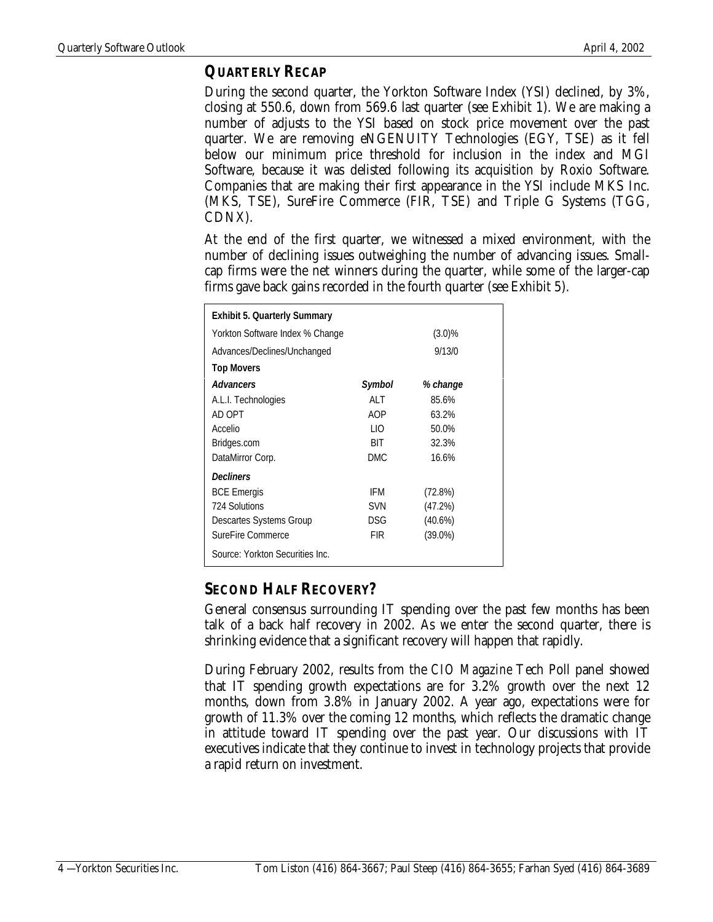## QUARTERLY RECAP

During the second quarter, the Yorkton Software Index (YSI) declined, by 3%, closing at 550.6, down from 569.6 last quarter (see Exhibit 1). We are making a number of adjusts to the YSI based on stock price movement over the past quarter. We are removing eNGENUITY Technologies (EGY, TSE) as it fell below our minimum price threshold for inclusion in the index and MGI Software, because it was delisted following its acquisition by Roxio Software. Companies that are making their first appearance in the YSI include MKS Inc. (MKS, TSE), SureFire Commerce (FIR, TSE) and Triple G Systems (TGG, CDNX).

At the end of the first quarter, we witnessed a mixed environment, with the number of declining issues outweighing the number of advancing issues. Small-cap firms were the net winners during the quarter, while some of the larger-cap firms gave back gains recorded in the fourth quarter (see Exhibit 5).

**Exhibit 5. Quarterly Summary**

| | | |
|---|---|---|
| Yorkton Software Index % Change | | (3.0)% |
| Advances/Declines/Unchanged | | 9/13/0 |
| **Top Movers** | | |
| ***Advancers*** | ***Symbol*** | ***% change*** |
| A.L.I. Technologies | ALT | 85.6% |
| AD OPT | AOP | 63.2% |
| Accelio | LIO | 50.0% |
| Bridges.com | BIT | 32.3% |
| DataMirror Corp. | DMC | 16.6% |
| ***Decliners*** | | |
| BCE Emergis | IFM | (72.8%) |
| 724 Solutions | SVN | (47.2%) |
| Descartes Systems Group | DSG | (40.6%) |
| SureFire Commerce | FIR | (39.0%) |

Source: Yorkton Securities Inc.

## SECOND HALF RECOVERY?

General consensus surrounding IT spending over the past few months has been talk of a back half recovery in 2002. As we enter the second quarter, there is shrinking evidence that a significant recovery will happen that rapidly.

During February 2002, results from the *CIO Magazine* Tech Poll panel showed that IT spending growth expectations are for 3.2% growth over the next 12 months, down from 3.8% in January 2002. A year ago, expectations were for growth of 11.3% over the coming 12 months, which reflects the dramatic change in attitude toward IT spending over the past year. Our discussions with IT executives indicate that they continue to invest in technology projects that provide a rapid return on investment.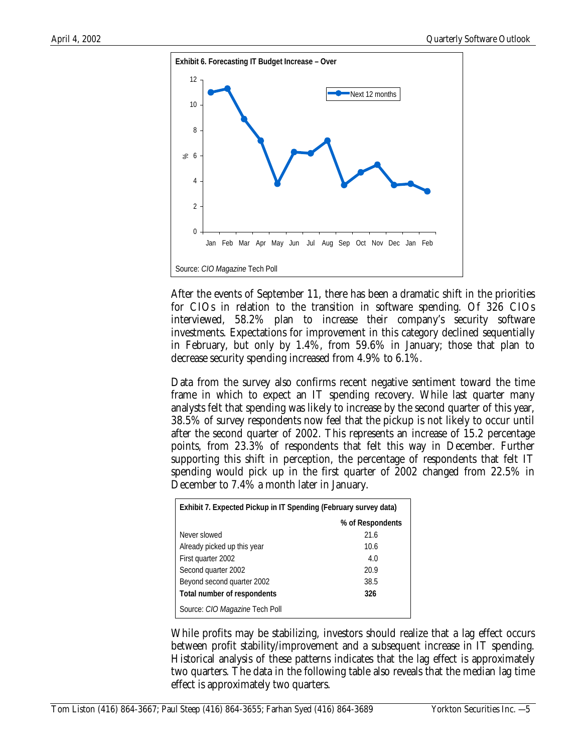**Exhibit 6. Forecasting IT Budget Increase – Over**

Next 12 months

%

12
10
8
6
4
2
0

Jan Feb Mar Apr May Jun Jul Aug Sep Oct Nov Dec Jan Feb

Source: *CIO Magazine* Tech Poll

After the events of September 11, there has been a dramatic shift in the priorities for CIOs in relation to the transition in software spending. Of 326 CIOs interviewed, 58.2% plan to increase their company's security software investments. Expectations for improvement in this category declined sequentially in February, but only by 1.4%, from 59.6% in January; those that plan to decrease security spending increased from 4.9% to 6.1%.

Data from the survey also confirms recent negative sentiment toward the time frame in which to expect an IT spending recovery. While last quarter many analysts felt that spending was likely to increase by the second quarter of this year, 38.5% of survey respondents now feel that the pickup is not likely to occur until after the second quarter of 2002. This represents an increase of 15.2 percentage points, from 23.3% of respondents that felt this way in December. Further supporting this shift in perception, the percentage of respondents that felt IT spending would pick up in the first quarter of 2002 changed from 22.5% in December to 7.4% a month later in January.

**Exhibit 7. Expected Pickup in IT Spending (February survey data)**

| | % of Respondents |
|---|---|
| Never slowed | 21.6 |
| Already picked up this year | 10.6 |
| First quarter 2002 | 4.0 |
| Second quarter 2002 | 20.9 |
| Beyond second quarter 2002 | 38.5 |
| **Total number of respondents** | **326** |

Source: *CIO Magazine* Tech Poll

While profits may be stabilizing, investors should realize that a lag effect occurs between profit stability/improvement and a subsequent increase in IT spending. Historical analysis of these patterns indicates that the lag effect is approximately two quarters. The data in the following table also reveals that the median lag time effect is approximately two quarters.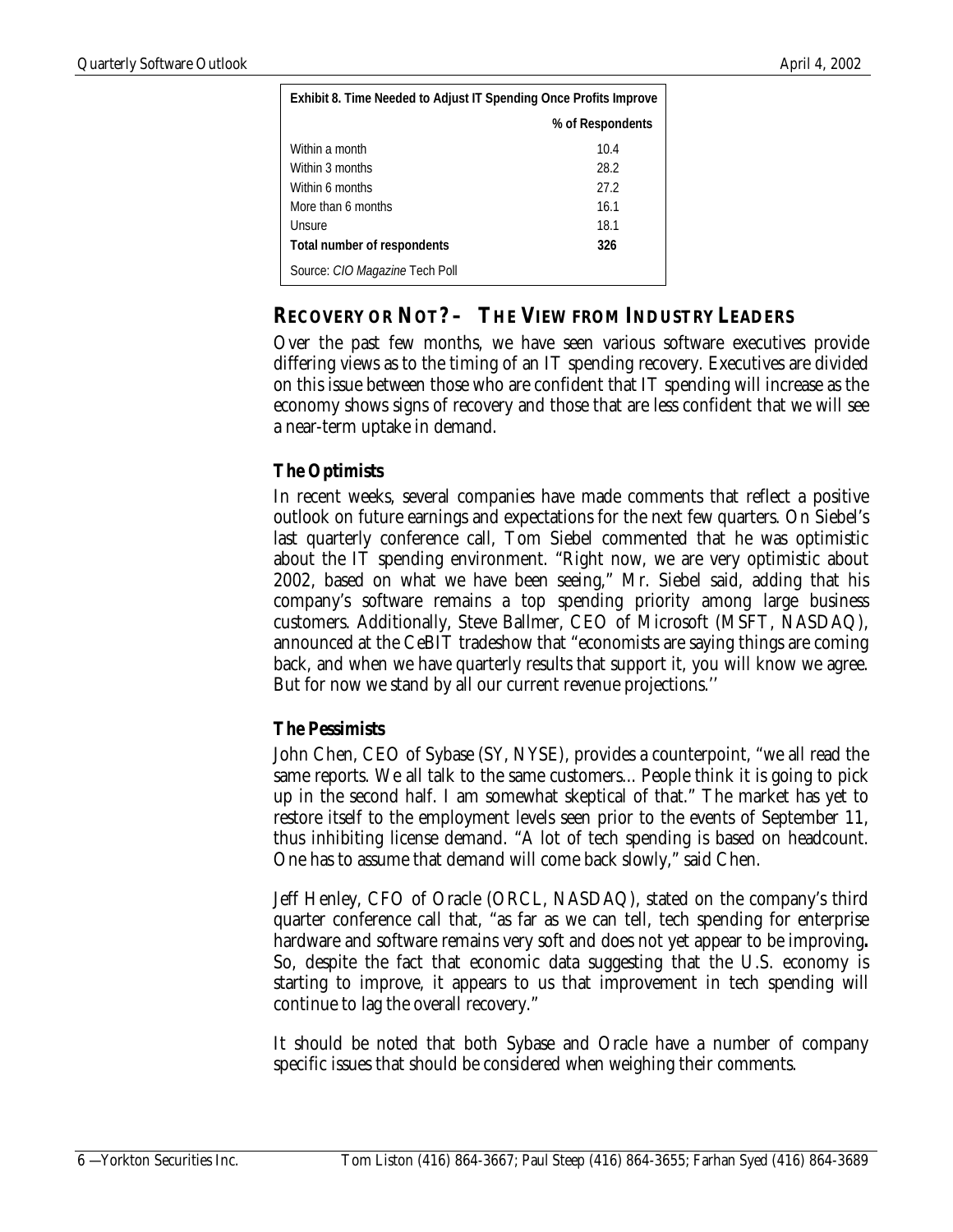**Exhibit 8. Time Needed to Adjust IT Spending Once Profits Improve**

| | % of Respondents |
|---|---|
| Within a month | 10.4 |
| Within 3 months | 28.2 |
| Within 6 months | 27.2 |
| More than 6 months | 16.1 |
| Unsure | 18.1 |
| **Total number of respondents** | **326** |

Source: *CIO Magazine* Tech Poll

## Recovery or Not? – The View from Industry Leaders

Over the past few months, we have seen various software executives provide differing views as to the timing of an IT spending recovery. Executives are divided on this issue between those who are confident that IT spending will increase as the economy shows signs of recovery and those that are less confident that we will see a near-term uptake in demand.

### The Optimists

In recent weeks, several companies have made comments that reflect a positive outlook on future earnings and expectations for the next few quarters. On Siebel's last quarterly conference call, Tom Siebel commented that he was optimistic about the IT spending environment. "Right now, we are very optimistic about 2002, based on what we have been seeing," Mr. Siebel said, adding that his company's software remains a top spending priority among large business customers. Additionally, Steve Ballmer, CEO of Microsoft (MSFT, NASDAQ), announced at the CeBIT tradeshow that "economists are saying things are coming back, and when we have quarterly results that support it, you will know we agree. But for now we stand by all our current revenue projections.''

### The Pessimists

John Chen, CEO of Sybase (SY, NYSE), provides a counterpoint, "we all read the same reports. We all talk to the same customers... People think it is going to pick up in the second half. I am somewhat skeptical of that." The market has yet to restore itself to the employment levels seen prior to the events of September 11, thus inhibiting license demand. "A lot of tech spending is based on headcount. One has to assume that demand will come back slowly," said Chen.

Jeff Henley, CFO of Oracle (ORCL, NASDAQ), stated on the company's third quarter conference call that, "as far as we can tell, tech spending for enterprise hardware and software remains very soft and does not yet appear to be improving**.** So, despite the fact that economic data suggesting that the U.S. economy is starting to improve, it appears to us that improvement in tech spending will continue to lag the overall recovery."

It should be noted that both Sybase and Oracle have a number of company specific issues that should be considered when weighing their comments.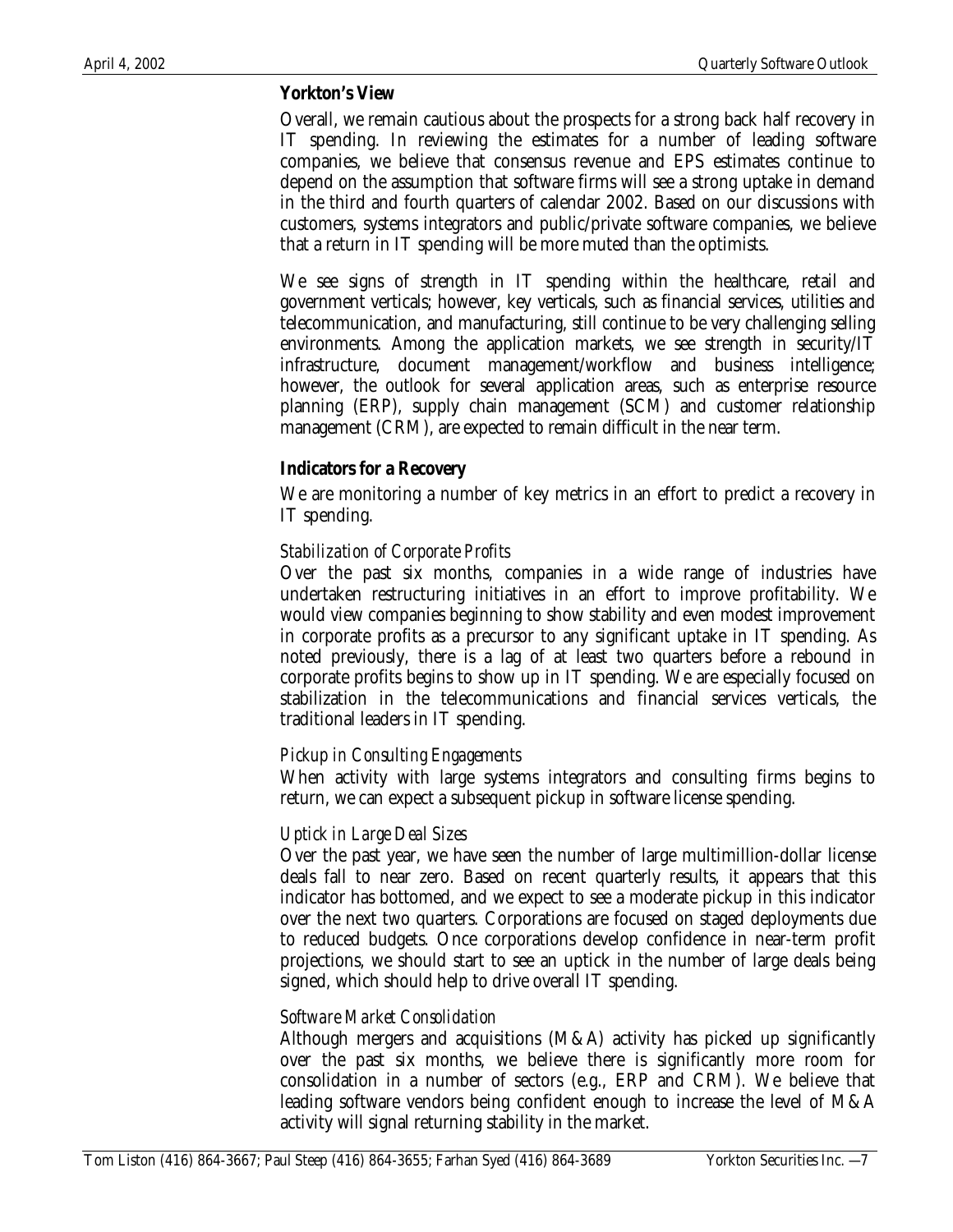## Yorkton's View

Overall, we remain cautious about the prospects for a strong back half recovery in IT spending. In reviewing the estimates for a number of leading software companies, we believe that consensus revenue and EPS estimates continue to depend on the assumption that software firms will see a strong uptake in demand in the third and fourth quarters of calendar 2002. Based on our discussions with customers, systems integrators and public/private software companies, we believe that a return in IT spending will be more muted than the optimists.

We see signs of strength in IT spending within the healthcare, retail and government verticals; however, key verticals, such as financial services, utilities and telecommunication, and manufacturing, still continue to be very challenging selling environments. Among the application markets, we see strength in security/IT infrastructure, document management/workflow and business intelligence; however, the outlook for several application areas, such as enterprise resource planning (ERP), supply chain management (SCM) and customer relationship management (CRM), are expected to remain difficult in the near term.

## Indicators for a Recovery

We are monitoring a number of key metrics in an effort to predict a recovery in IT spending.

### *Stabilization of Corporate Profits*

Over the past six months, companies in a wide range of industries have undertaken restructuring initiatives in an effort to improve profitability. We would view companies beginning to show stability and even modest improvement in corporate profits as a precursor to any significant uptake in IT spending. As noted previously, there is a lag of at least two quarters before a rebound in corporate profits begins to show up in IT spending. We are especially focused on stabilization in the telecommunications and financial services verticals, the traditional leaders in IT spending.

### *Pickup in Consulting Engagements*

When activity with large systems integrators and consulting firms begins to return, we can expect a subsequent pickup in software license spending.

### *Uptick in Large Deal Sizes*

Over the past year, we have seen the number of large multimillion-dollar license deals fall to near zero. Based on recent quarterly results, it appears that this indicator has bottomed, and we expect to see a moderate pickup in this indicator over the next two quarters. Corporations are focused on staged deployments due to reduced budgets. Once corporations develop confidence in near-term profit projections, we should start to see an uptick in the number of large deals being signed, which should help to drive overall IT spending.

### *Software Market Consolidation*

Although mergers and acquisitions (M&A) activity has picked up significantly over the past six months, we believe there is significantly more room for consolidation in a number of sectors (e.g., ERP and CRM). We believe that leading software vendors being confident enough to increase the level of M&A activity will signal returning stability in the market.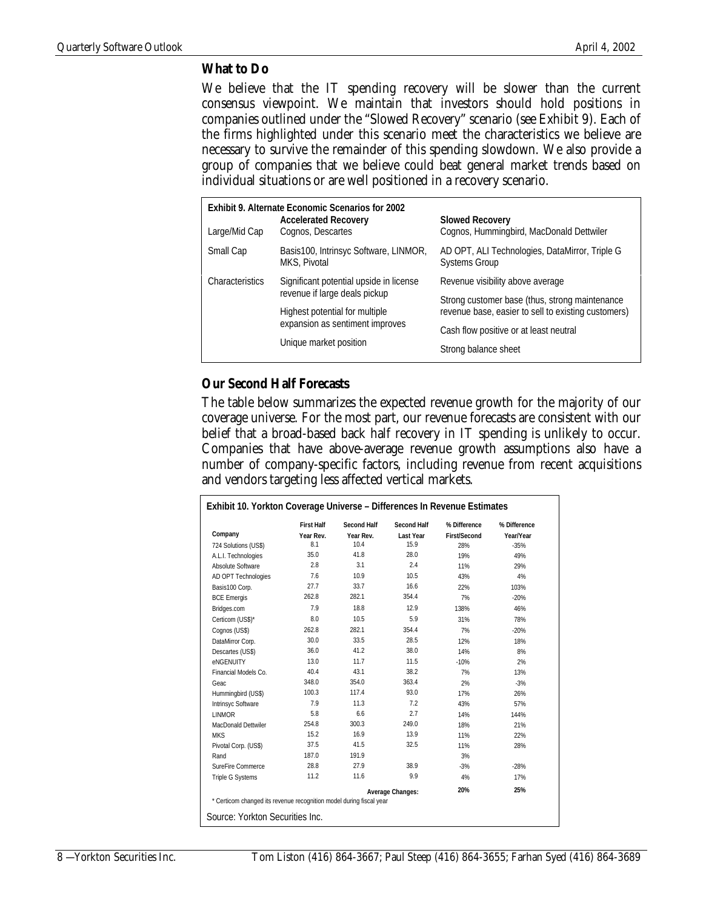## What to Do

We believe that the IT spending recovery will be slower than the current consensus viewpoint. We maintain that investors should hold positions in companies outlined under the "Slowed Recovery" scenario (see Exhibit 9). Each of the firms highlighted under this scenario meet the characteristics we believe are necessary to survive the remainder of this spending slowdown. We also provide a group of companies that we believe could beat general market trends based on individual situations or are well positioned in a recovery scenario.

**Exhibit 9. Alternate Economic Scenarios for 2002**

| | Accelerated Recovery | Slowed Recovery |
|---|---|---|
| Large/Mid Cap | Cognos, Descartes | Cognos, Hummingbird, MacDonald Dettwiler |
| Small Cap | Basis100, Intrinsyc Software, LINMOR, MKS, Pivotal | AD OPT, ALI Technologies, DataMirror, Triple G Systems Group |
| Characteristics | Significant potential upside in license revenue if large deals pickup<br>Highest potential for multiple expansion as sentiment improves<br>Unique market position | Revenue visibility above average<br>Strong customer base (thus, strong maintenance revenue base, easier to sell to existing customers)<br>Cash flow positive or at least neutral<br>Strong balance sheet |

## Our Second Half Forecasts

The table below summarizes the expected revenue growth for the majority of our coverage universe. For the most part, our revenue forecasts are consistent with our belief that a broad-based back half recovery in IT spending is unlikely to occur. Companies that have above-average revenue growth assumptions also have a number of company-specific factors, including revenue from recent acquisitions and vendors targeting less affected vertical markets.

**Exhibit 10. Yorkton Coverage Universe – Differences In Revenue Estimates**

| Company | First Half Year Rev. | Second Half Year Rev. | Second Half Last Year | % Difference First/Second | % Difference Year/Year |
|---|---|---|---|---|---|
| 724 Solutions (US$) | 8.1 | 10.4 | 15.9 | 28% | -35% |
| A.L.I. Technologies | 35.0 | 41.8 | 28.0 | 19% | 49% |
| Absolute Software | 2.8 | 3.1 | 2.4 | 11% | 29% |
| AD OPT Technologies | 7.6 | 10.9 | 10.5 | 43% | 4% |
| Basis100 Corp. | 27.7 | 33.7 | 16.6 | 22% | 103% |
| BCE Emergis | 262.8 | 282.1 | 354.4 | 7% | -20% |
| Bridges.com | 7.9 | 18.8 | 12.9 | 138% | 46% |
| Certicom (US$)* | 8.0 | 10.5 | 5.9 | 31% | 78% |
| Cognos (US$) | 262.8 | 282.1 | 354.4 | 7% | -20% |
| DataMirror Corp. | 30.0 | 33.5 | 28.5 | 12% | 18% |
| Descartes (US$) | 36.0 | 41.2 | 38.0 | 14% | 8% |
| eNGENUITY | 13.0 | 11.7 | 11.5 | -10% | 2% |
| Financial Models Co. | 40.4 | 43.1 | 38.2 | 7% | 13% |
| Geac | 348.0 | 354.0 | 363.4 | 2% | -3% |
| Hummingbird (US$) | 100.3 | 117.4 | 93.0 | 17% | 26% |
| Intrinsyc Software | 7.9 | 11.3 | 7.2 | 43% | 57% |
| LINMOR | 5.8 | 6.6 | 2.7 | 14% | 144% |
| MacDonald Dettwiler | 254.8 | 300.3 | 249.0 | 18% | 21% |
| MKS | 15.2 | 16.9 | 13.9 | 11% | 22% |
| Pivotal Corp. (US$) | 37.5 | 41.5 | 32.5 | 11% | 28% |
| Rand | 187.0 | 191.9 | | 3% | |
| SureFire Commerce | 28.8 | 27.9 | 38.9 | -3% | -28% |
| Triple G Systems | 11.2 | 11.6 | 9.9 | 4% | 17% |
| | | | Average Changes: | 20% | 25% |

\* Certicom changed its revenue recognition model during fiscal year

Source: Yorkton Securities Inc.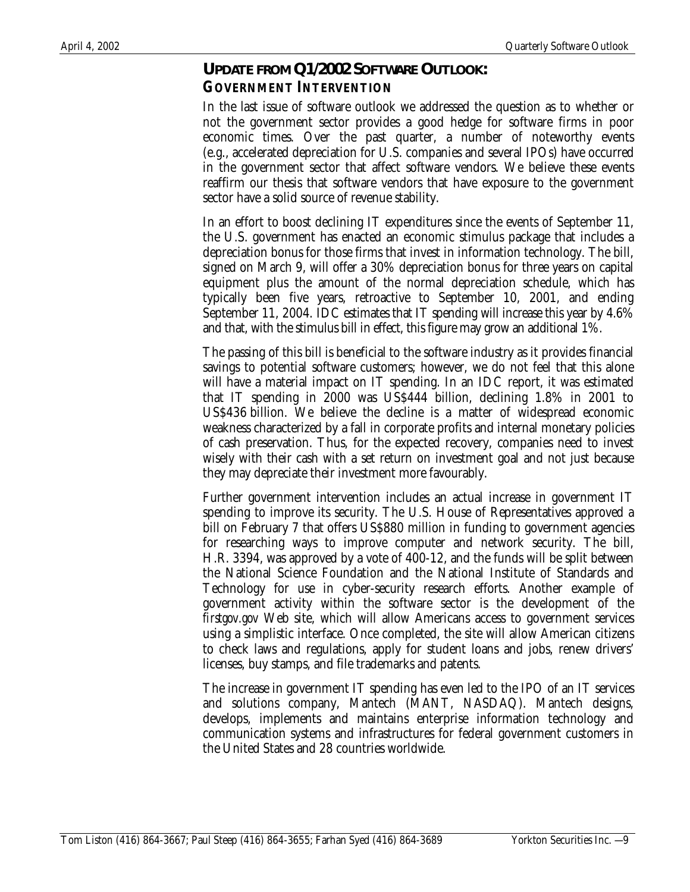## UPDATE FROM Q1/2002 SOFTWARE OUTLOOK:

### GOVERNMENT INTERVENTION

In the last issue of software outlook we addressed the question as to whether or not the government sector provides a good hedge for software firms in poor economic times. Over the past quarter, a number of noteworthy events (e.g., accelerated depreciation for U.S. companies and several IPOs) have occurred in the government sector that affect software vendors. We believe these events reaffirm our thesis that software vendors that have exposure to the government sector have a solid source of revenue stability.

In an effort to boost declining IT expenditures since the events of September 11, the U.S. government has enacted an economic stimulus package that includes a depreciation bonus for those firms that invest in information technology. The bill, signed on March 9, will offer a 30% depreciation bonus for three years on capital equipment plus the amount of the normal depreciation schedule, which has typically been five years, retroactive to September 10, 2001, and ending September 11, 2004. IDC estimates that IT spending will increase this year by 4.6% and that, with the stimulus bill in effect, this figure may grow an additional 1%.

The passing of this bill is beneficial to the software industry as it provides financial savings to potential software customers; however, we do not feel that this alone will have a material impact on IT spending. In an IDC report, it was estimated that IT spending in 2000 was US$444 billion, declining 1.8% in 2001 to US$436 billion. We believe the decline is a matter of widespread economic weakness characterized by a fall in corporate profits and internal monetary policies of cash preservation. Thus, for the expected recovery, companies need to invest wisely with their cash with a set return on investment goal and not just because they may depreciate their investment more favourably.

Further government intervention includes an actual increase in government IT spending to improve its security. The U.S. House of Representatives approved a bill on February 7 that offers US$880 million in funding to government agencies for researching ways to improve computer and network security. The bill, H.R. 3394, was approved by a vote of 400-12, and the funds will be split between the National Science Foundation and the National Institute of Standards and Technology for use in cyber-security research efforts. Another example of government activity within the software sector is the development of the *firstgov.gov* Web site, which will allow Americans access to government services using a simplistic interface. Once completed, the site will allow American citizens to check laws and regulations, apply for student loans and jobs, renew drivers' licenses, buy stamps, and file trademarks and patents.

The increase in government IT spending has even led to the IPO of an IT services and solutions company, Mantech (MANT, NASDAQ). Mantech designs, develops, implements and maintains enterprise information technology and communication systems and infrastructures for federal government customers in the United States and 28 countries worldwide.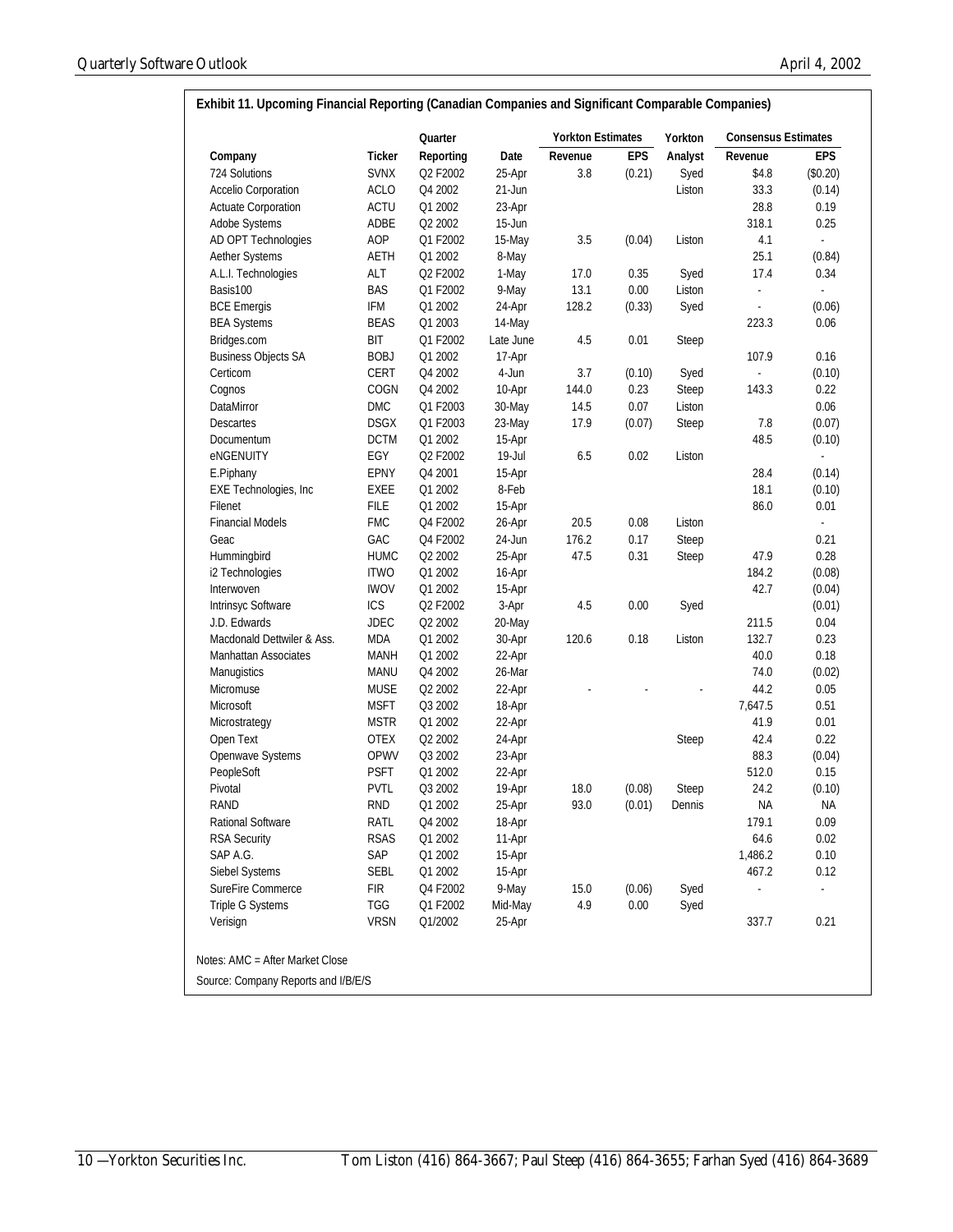**Exhibit 11. Upcoming Financial Reporting (Canadian Companies and Significant Comparable Companies)**

| | | Quarter | | Yorkton Estimates | | Yorkton | Consensus Estimates | |
|---|---|---|---|---|---|---|---|---|
| Company | Ticker | Reporting | Date | Revenue | EPS | Analyst | Revenue | EPS |
| 724 Solutions | SVNX | Q2 F2002 | 25-Apr | 3.8 | (0.21) | Syed | $4.8 | ($0.20) |
| Accelio Corporation | ACLO | Q4 2002 | 21-Jun | | | Liston | 33.3 | (0.14) |
| Actuate Corporation | ACTU | Q1 2002 | 23-Apr | | | | 28.8 | 0.19 |
| Adobe Systems | ADBE | Q2 2002 | 15-Jun | | | | 318.1 | 0.25 |
| AD OPT Technologies | AOP | Q1 F2002 | 15-May | 3.5 | (0.04) | Liston | 4.1 | - |
| Aether Systems | AETH | Q1 2002 | 8-May | | | | 25.1 | (0.84) |
| A.L.I. Technologies | ALT | Q2 F2002 | 1-May | 17.0 | 0.35 | Syed | 17.4 | 0.34 |
| Basis100 | BAS | Q1 F2002 | 9-May | 13.1 | 0.00 | Liston | - | - |
| BCE Emergis | IFM | Q1 2002 | 24-Apr | 128.2 | (0.33) | Syed | - | (0.06) |
| BEA Systems | BEAS | Q1 2003 | 14-May | | | | 223.3 | 0.06 |
| Bridges.com | BIT | Q1 F2002 | Late June | 4.5 | 0.01 | Steep | | |
| Business Objects SA | BOBJ | Q1 2002 | 17-Apr | | | | 107.9 | 0.16 |
| Certicom | CERT | Q4 2002 | 4-Jun | 3.7 | (0.10) | Syed | - | (0.10) |
| Cognos | COGN | Q4 2002 | 10-Apr | 144.0 | 0.23 | Steep | 143.3 | 0.22 |
| DataMirror | DMC | Q1 F2003 | 30-May | 14.5 | 0.07 | Liston | | 0.06 |
| Descartes | DSGX | Q1 F2003 | 23-May | 17.9 | (0.07) | Steep | 7.8 | (0.07) |
| Documentum | DCTM | Q1 2002 | 15-Apr | | | | 48.5 | (0.10) |
| eNGENUITY | EGY | Q2 F2002 | 19-Jul | 6.5 | 0.02 | Liston | | - |
| E.Piphany | EPNY | Q4 2001 | 15-Apr | | | | 28.4 | (0.14) |
| EXE Technologies, Inc | EXEE | Q1 2002 | 8-Feb | | | | 18.1 | (0.10) |
| Filenet | FILE | Q1 2002 | 15-Apr | | | | 86.0 | 0.01 |
| Financial Models | FMC | Q4 F2002 | 26-Apr | 20.5 | 0.08 | Liston | | - |
| Geac | GAC | Q4 F2002 | 24-Jun | 176.2 | 0.17 | Steep | | 0.21 |
| Hummingbird | HUMC | Q2 2002 | 25-Apr | 47.5 | 0.31 | Steep | 47.9 | 0.28 |
| i2 Technologies | ITWO | Q1 2002 | 16-Apr | | | | 184.2 | (0.08) |
| Interwoven | IWOV | Q1 2002 | 15-Apr | | | | 42.7 | (0.04) |
| Intrinsyc Software | ICS | Q2 F2002 | 3-Apr | 4.5 | 0.00 | Syed | | (0.01) |
| J.D. Edwards | JDEC | Q2 2002 | 20-May | | | | 211.5 | 0.04 |
| Macdonald Dettwiler & Ass. | MDA | Q1 2002 | 30-Apr | 120.6 | 0.18 | Liston | 132.7 | 0.23 |
| Manhattan Associates | MANH | Q1 2002 | 22-Apr | | | | 40.0 | 0.18 |
| Manugistics | MANU | Q4 2002 | 26-Mar | | | | 74.0 | (0.02) |
| Micromuse | MUSE | Q2 2002 | 22-Apr | - | - | - | 44.2 | 0.05 |
| Microsoft | MSFT | Q3 2002 | 18-Apr | | | | 7,647.5 | 0.51 |
| Microstrategy | MSTR | Q1 2002 | 22-Apr | | | | 41.9 | 0.01 |
| Open Text | OTEX | Q2 2002 | 24-Apr | | | Steep | 42.4 | 0.22 |
| Openwave Systems | OPWV | Q3 2002 | 23-Apr | | | | 88.3 | (0.04) |
| PeopleSoft | PSFT | Q1 2002 | 22-Apr | | | | 512.0 | 0.15 |
| Pivotal | PVTL | Q3 2002 | 19-Apr | 18.0 | (0.08) | Steep | 24.2 | (0.10) |
| RAND | RND | Q1 2002 | 25-Apr | 93.0 | (0.01) | Dennis | NA | NA |
| Rational Software | RATL | Q4 2002 | 18-Apr | | | | 179.1 | 0.09 |
| RSA Security | RSAS | Q1 2002 | 11-Apr | | | | 64.6 | 0.02 |
| SAP A.G. | SAP | Q1 2002 | 15-Apr | | | | 1,486.2 | 0.10 |
| Siebel Systems | SEBL | Q1 2002 | 15-Apr | | | | 467.2 | 0.12 |
| SureFire Commerce | FIR | Q4 F2002 | 9-May | 15.0 | (0.06) | Syed | - | - |
| Triple G Systems | TGG | Q1 F2002 | Mid-May | 4.9 | 0.00 | Syed | | |
| Verisign | VRSN | Q1/2002 | 25-Apr | | | | 337.7 | 0.21 |

Notes: AMC = After Market Close

Source: Company Reports and I/B/E/S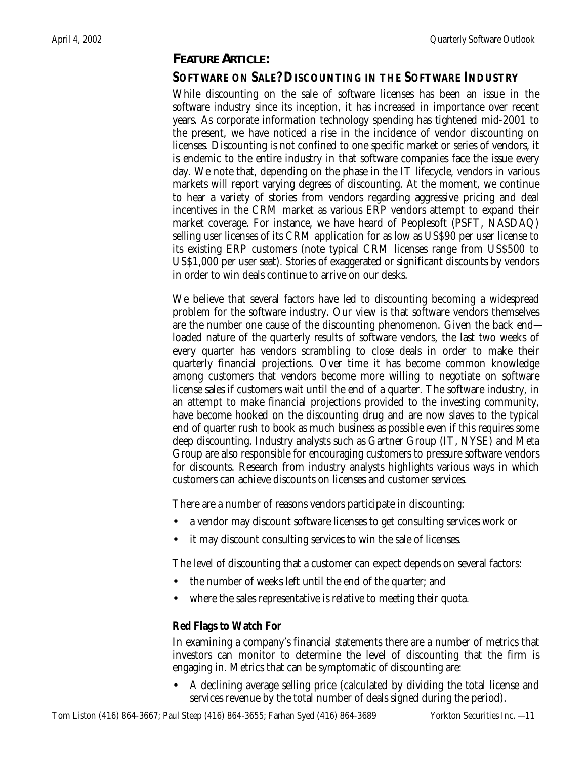## FEATURE ARTICLE:

### SOFTWARE ON SALE? DISCOUNTING IN THE SOFTWARE INDUSTRY

While discounting on the sale of software licenses has been an issue in the software industry since its inception, it has increased in importance over recent years. As corporate information technology spending has tightened mid-2001 to the present, we have noticed a rise in the incidence of vendor discounting on licenses. Discounting is not confined to one specific market or series of vendors, it is endemic to the entire industry in that software companies face the issue every day. We note that, depending on the phase in the IT lifecycle, vendors in various markets will report varying degrees of discounting. At the moment, we continue to hear a variety of stories from vendors regarding aggressive pricing and deal incentives in the CRM market as various ERP vendors attempt to expand their market coverage. For instance, we have heard of Peoplesoft (PSFT, NASDAQ) selling user licenses of its CRM application for as low as US$90 per user license to its existing ERP customers (note typical CRM licenses range from US$500 to US$1,000 per user seat). Stories of exaggerated or significant discounts by vendors in order to win deals continue to arrive on our desks.

We believe that several factors have led to discounting becoming a widespread problem for the software industry. Our view is that software vendors themselves are the number one cause of the discounting phenomenon. Given the back end—loaded nature of the quarterly results of software vendors, the last two weeks of every quarter has vendors scrambling to close deals in order to make their quarterly financial projections. Over time it has become common knowledge among customers that vendors become more willing to negotiate on software license sales if customers wait until the end of a quarter. The software industry, in an attempt to make financial projections provided to the investing community, have become hooked on the discounting drug and are now slaves to the typical end of quarter rush to book as much business as possible even if this requires some deep discounting. Industry analysts such as Gartner Group (IT, NYSE) and Meta Group are also responsible for encouraging customers to pressure software vendors for discounts. Research from industry analysts highlights various ways in which customers can achieve discounts on licenses and customer services.

There are a number of reasons vendors participate in discounting:

- a vendor may discount software licenses to get consulting services work or
- it may discount consulting services to win the sale of licenses.

The level of discounting that a customer can expect depends on several factors:

- the number of weeks left until the end of the quarter; and
- where the sales representative is relative to meeting their quota.

#### Red Flags to Watch For

In examining a company's financial statements there are a number of metrics that investors can monitor to determine the level of discounting that the firm is engaging in. Metrics that can be symptomatic of discounting are:

- A declining average selling price (calculated by dividing the total license and services revenue by the total number of deals signed during the period).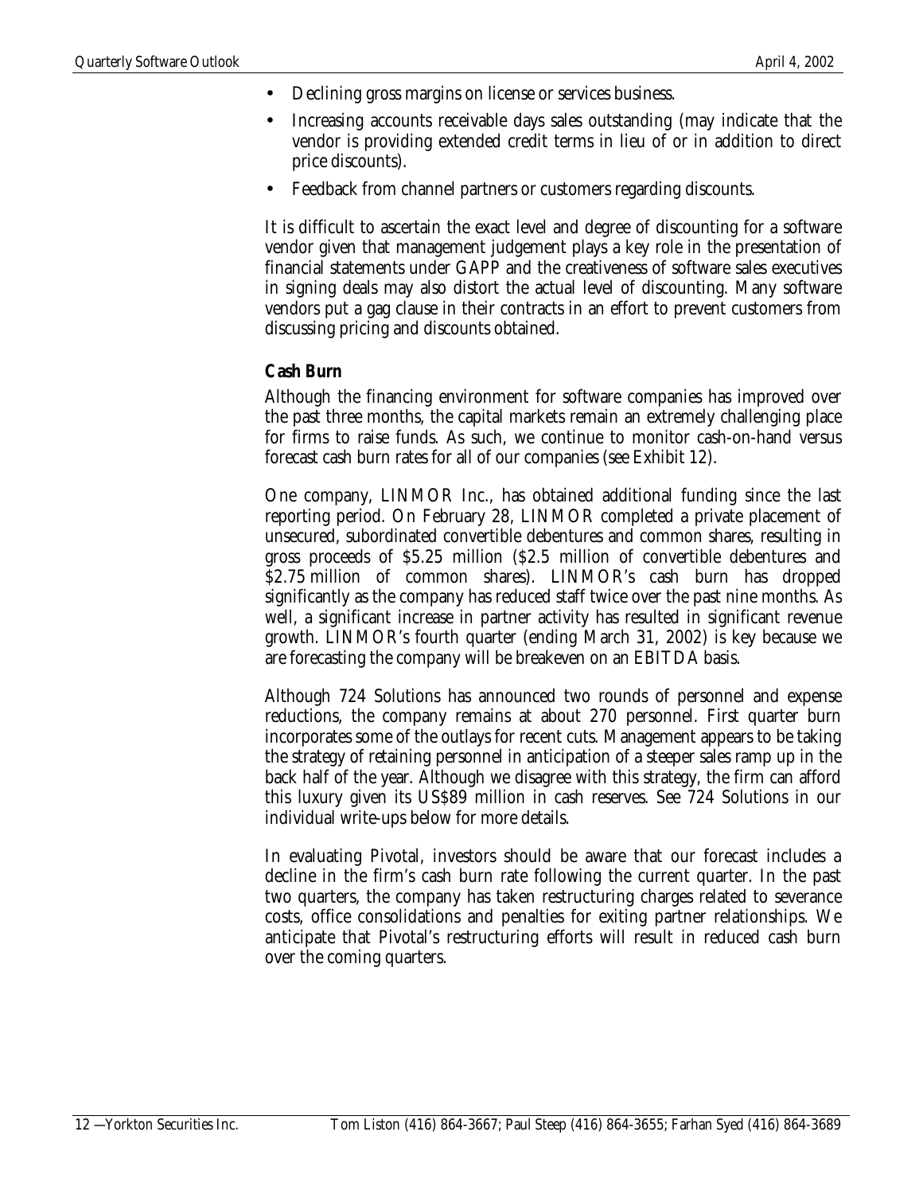- Declining gross margins on license or services business.
- Increasing accounts receivable days sales outstanding (may indicate that the vendor is providing extended credit terms in lieu of or in addition to direct price discounts).
- Feedback from channel partners or customers regarding discounts.

It is difficult to ascertain the exact level and degree of discounting for a software vendor given that management judgement plays a key role in the presentation of financial statements under GAPP and the creativeness of software sales executives in signing deals may also distort the actual level of discounting. Many software vendors put a gag clause in their contracts in an effort to prevent customers from discussing pricing and discounts obtained.

### Cash Burn

Although the financing environment for software companies has improved over the past three months, the capital markets remain an extremely challenging place for firms to raise funds. As such, we continue to monitor cash-on-hand versus forecast cash burn rates for all of our companies (see Exhibit 12).

One company, LINMOR Inc., has obtained additional funding since the last reporting period. On February 28, LINMOR completed a private placement of unsecured, subordinated convertible debentures and common shares, resulting in gross proceeds of $5.25 million ($2.5 million of convertible debentures and $2.75 million of common shares). LINMOR's cash burn has dropped significantly as the company has reduced staff twice over the past nine months. As well, a significant increase in partner activity has resulted in significant revenue growth. LINMOR's fourth quarter (ending March 31, 2002) is key because we are forecasting the company will be breakeven on an EBITDA basis.

Although 724 Solutions has announced two rounds of personnel and expense reductions, the company remains at about 270 personnel. First quarter burn incorporates some of the outlays for recent cuts. Management appears to be taking the strategy of retaining personnel in anticipation of a steeper sales ramp up in the back half of the year. Although we disagree with this strategy, the firm can afford this luxury given its US$89 million in cash reserves. See 724 Solutions in our individual write-ups below for more details.

In evaluating Pivotal, investors should be aware that our forecast includes a decline in the firm's cash burn rate following the current quarter. In the past two quarters, the company has taken restructuring charges related to severance costs, office consolidations and penalties for exiting partner relationships. We anticipate that Pivotal's restructuring efforts will result in reduced cash burn over the coming quarters.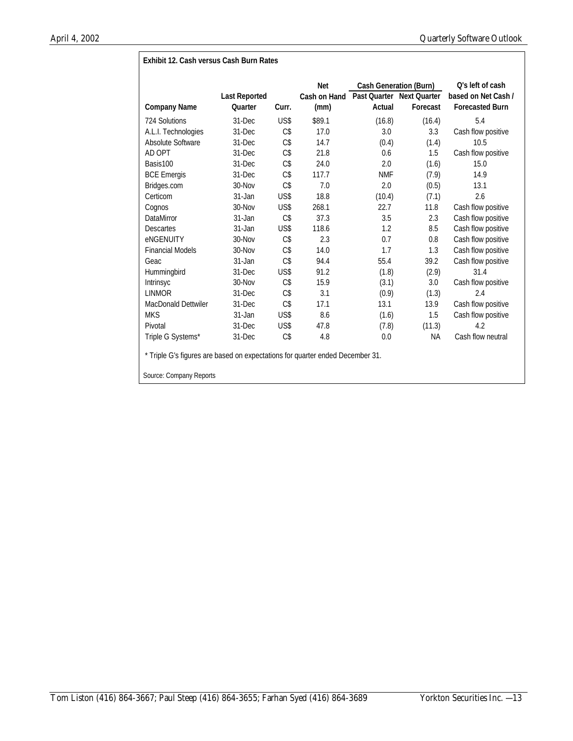**Exhibit 12. Cash versus Cash Burn Rates**

| Company Name | Last Reported Quarter | Curr. | Net Cash on Hand (mm) | Cash Generation (Burn) Past Quarter Actual | Cash Generation (Burn) Next Quarter Forecast | Q's left of cash based on Net Cash / Forecasted Burn |
|---|---|---|---|---|---|---|
| 724 Solutions | 31-Dec | US$ | $89.1 | (16.8) | (16.4) | 5.4 |
| A.L.I. Technologies | 31-Dec | C$ | 17.0 | 3.0 | 3.3 | Cash flow positive |
| Absolute Software | 31-Dec | C$ | 14.7 | (0.4) | (1.4) | 10.5 |
| AD OPT | 31-Dec | C$ | 21.8 | 0.6 | 1.5 | Cash flow positive |
| Basis100 | 31-Dec | C$ | 24.0 | 2.0 | (1.6) | 15.0 |
| BCE Emergis | 31-Dec | C$ | 117.7 | NMF | (7.9) | 14.9 |
| Bridges.com | 30-Nov | C$ | 7.0 | 2.0 | (0.5) | 13.1 |
| Certicom | 31-Jan | US$ | 18.8 | (10.4) | (7.1) | 2.6 |
| Cognos | 30-Nov | US$ | 268.1 | 22.7 | 11.8 | Cash flow positive |
| DataMirror | 31-Jan | C$ | 37.3 | 3.5 | 2.3 | Cash flow positive |
| Descartes | 31-Jan | US$ | 118.6 | 1.2 | 8.5 | Cash flow positive |
| eNGENUITY | 30-Nov | C$ | 2.3 | 0.7 | 0.8 | Cash flow positive |
| Financial Models | 30-Nov | C$ | 14.0 | 1.7 | 1.3 | Cash flow positive |
| Geac | 31-Jan | C$ | 94.4 | 55.4 | 39.2 | Cash flow positive |
| Hummingbird | 31-Dec | US$ | 91.2 | (1.8) | (2.9) | 31.4 |
| Intrinsyc | 30-Nov | C$ | 15.9 | (3.1) | 3.0 | Cash flow positive |
| LINMOR | 31-Dec | C$ | 3.1 | (0.9) | (1.3) | 2.4 |
| MacDonald Dettwiler | 31-Dec | C$ | 17.1 | 13.1 | 13.9 | Cash flow positive |
| MKS | 31-Jan | US$ | 8.6 | (1.6) | 1.5 | Cash flow positive |
| Pivotal | 31-Dec | US$ | 47.8 | (7.8) | (11.3) | 4.2 |
| Triple G Systems* | 31-Dec | C$ | 4.8 | 0.0 | NA | Cash flow neutral |

* Triple G's figures are based on expectations for quarter ended December 31.

Source: Company Reports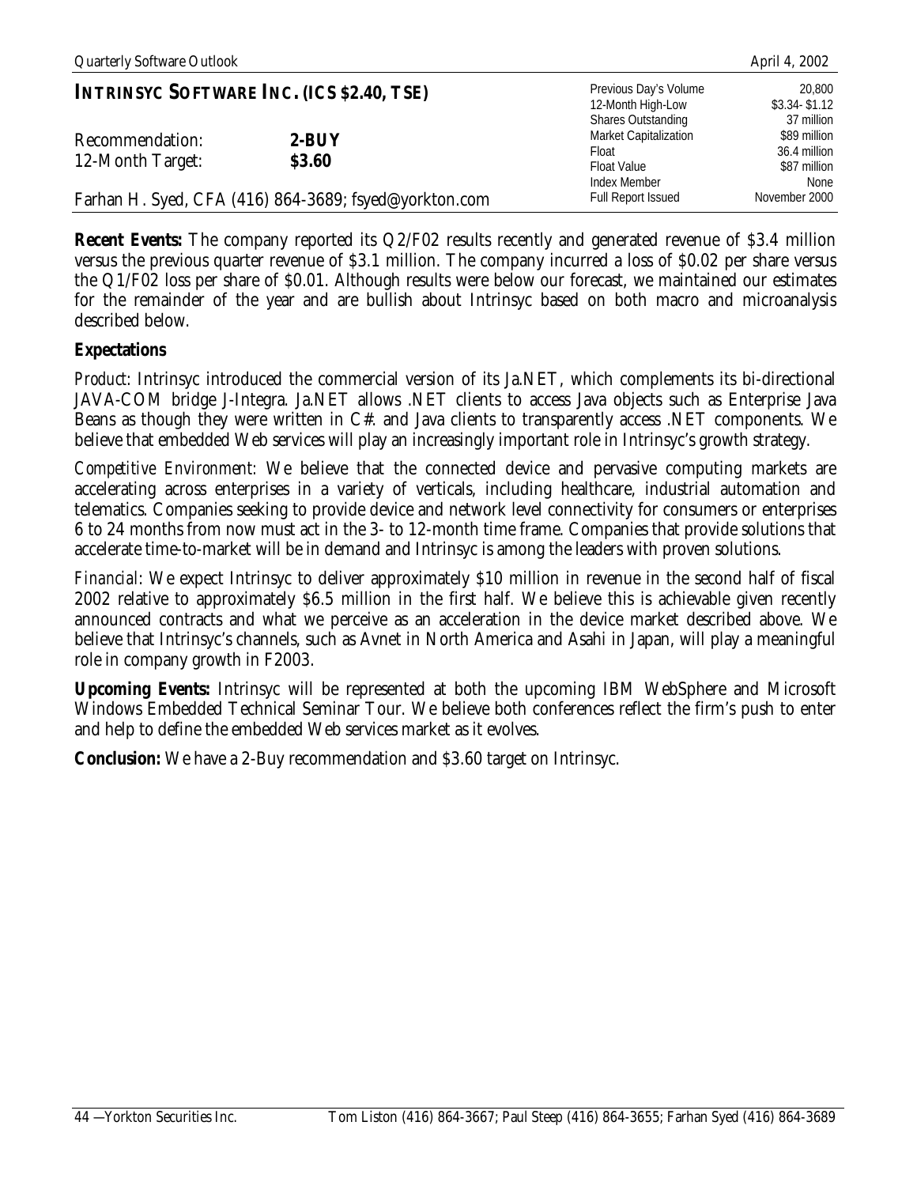## Intrinsyc Software Inc. (ICS $2.40, TSE)

Recommendation: **2-BUY**

12-Month Target: **$3.60**

Farhan H. Syed, CFA (416) 864-3689; fsyed@yorkton.com

| | |
|---|---|
| Previous Day's Volume | 20,800 |
| 12-Month High-Low | $3.34- $1.12 |
| Shares Outstanding | 37 million |
| Market Capitalization | $89 million |
| Float | 36.4 million |
| Float Value | $87 million |
| Index Member | None |
| Full Report Issued | November 2000 |

**Recent Events:** The company reported its Q2/F02 results recently and generated revenue of $3.4 million versus the previous quarter revenue of $3.1 million. The company incurred a loss of $0.02 per share versus the Q1/F02 loss per share of $0.01. Although results were below our forecast, we maintained our estimates for the remainder of the year and are bullish about Intrinsyc based on both macro and microanalysis described below.

**Expectations**

*Product*: Intrinsyc introduced the commercial version of its Ja.NET, which complements its bi-directional JAVA-COM bridge J-Integra. Ja.NET allows .NET clients to access Java objects such as Enterprise Java Beans as though they were written in C#. and Java clients to transparently access .NET components. We believe that embedded Web services will play an increasingly important role in Intrinsyc's growth strategy.

*Competitive Environment*: We believe that the connected device and pervasive computing markets are accelerating across enterprises in a variety of verticals, including healthcare, industrial automation and telematics. Companies seeking to provide device and network level connectivity for consumers or enterprises 6 to 24 months from now must act in the 3- to 12-month time frame. Companies that provide solutions that accelerate time-to-market will be in demand and Intrinsyc is among the leaders with proven solutions.

*Financial*: We expect Intrinsyc to deliver approximately $10 million in revenue in the second half of fiscal 2002 relative to approximately $6.5 million in the first half. We believe this is achievable given recently announced contracts and what we perceive as an acceleration in the device market described above. We believe that Intrinsyc's channels, such as Avnet in North America and Asahi in Japan, will play a meaningful role in company growth in F2003.

**Upcoming Events:** Intrinsyc will be represented at both the upcoming IBM WebSphere and Microsoft Windows Embedded Technical Seminar Tour. We believe both conferences reflect the firm's push to enter and help to define the embedded Web services market as it evolves.

**Conclusion:** We have a 2-Buy recommendation and $3.60 target on Intrinsyc.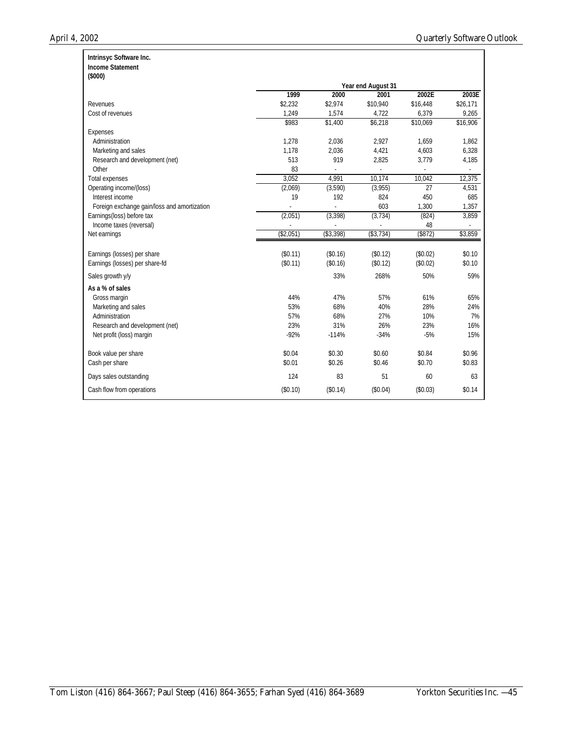**Intrinsyc Software Inc.**
**Income Statement**
**($000)**

| | Year end August 31 | | | | |
|---|---|---|---|---|---|
| | 1999 | 2000 | 2001 | 2002E | 2003E |
| Revenues | $2,232 | $2,974 | $10,940 | $16,448 | $26,171 |
| Cost of revenues | 1,249 | 1,574 | 4,722 | 6,379 | 9,265 |
| | $983 | $1,400 | $6,218 | $10,069 | $16,906 |
| Expenses | | | | | |
| Administration | 1,278 | 2,036 | 2,927 | 1,659 | 1,862 |
| Marketing and sales | 1,178 | 2,036 | 4,421 | 4,603 | 6,328 |
| Research and development (net) | 513 | 919 | 2,825 | 3,779 | 4,185 |
| Other | 83 | - | - | - | - |
| Total expenses | 3,052 | 4,991 | 10,174 | 10,042 | 12,375 |
| Operating income/(loss) | (2,069) | (3,590) | (3,955) | 27 | 4,531 |
| Interest income | 19 | 192 | 824 | 450 | 685 |
| Foreign exchange gain/loss and amortization | - | - | 603 | 1,300 | 1,357 |
| Earnings(loss) before tax | (2,051) | (3,398) | (3,734) | (824) | 3,859 |
| Income taxes (reversal) | - | - | - | 48 | - |
| Net earnings | ($2,051) | ($3,398) | ($3,734) | ($872) | $3,859 |
| | | | | | |
| Earnings (losses) per share | ($0.11) | ($0.16) | ($0.12) | ($0.02) | $0.10 |
| Earnings (losses) per share-fd | ($0.11) | ($0.16) | ($0.12) | ($0.02) | $0.10 |
| Sales growth y/y | | 33% | 268% | 50% | 59% |
| **As a % of sales** | | | | | |
| Gross margin | 44% | 47% | 57% | 61% | 65% |
| Marketing and sales | 53% | 68% | 40% | 28% | 24% |
| Administration | 57% | 68% | 27% | 10% | 7% |
| Research and development (net) | 23% | 31% | 26% | 23% | 16% |
| Net profit (loss) margin | -92% | -114% | -34% | -5% | 15% |
| | | | | | |
| Book value per share | $0.04 | $0.30 | $0.60 | $0.84 | $0.96 |
| Cash per share | $0.01 | $0.26 | $0.46 | $0.70 | $0.83 |
| Days sales outstanding | 124 | 83 | 51 | 60 | 63 |
| Cash flow from operations | ($0.10) | ($0.14) | ($0.04) | ($0.03) | $0.14 |